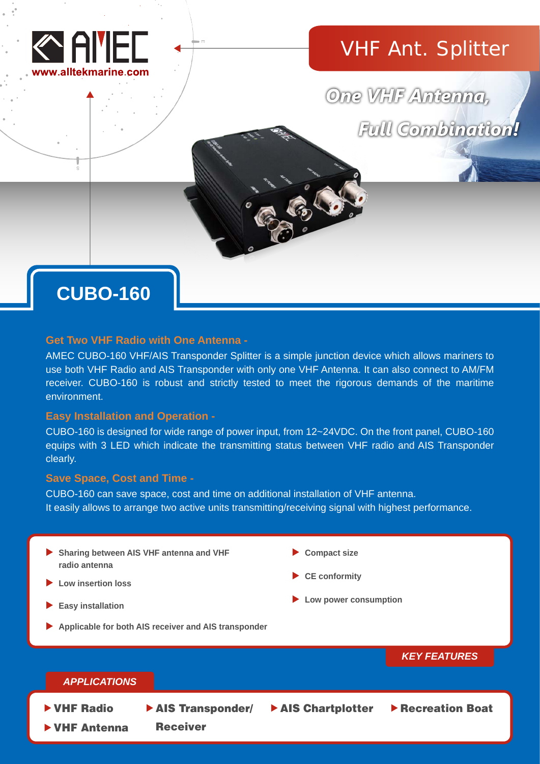AMEC

www.alltekmarine.com

# VHF Ant. Splitter

*One VHF Antenna, Full Combination!*

## CUBO-160

### Get Two VHF Radio with One Antenna -

AMEC CUBO-160 VHF/AIS Transponder Splitter is a simple junction device which allows mariners to use both VHF Radio and AIS Transponder with only one VHF Antenna. It can also connect to AM/FM receiver. CUBO-160 is robust and strictly tested to meet the rigorous demands of the maritime environment.

### Easy Installation and Operation -

CUBO-160 is designed for wide range of power input, from 12~24VDC. On the front panel, CUBO-160 equips with 3 LED which indicate the transmitting status between VHF radio and AIS Transponder clearly.

### Save Space, Cost and Time -

CUBO-160 can save space, cost and time on additional installation of VHF antenna.
It easily allows to arrange two active units transmitting/receiving signal with highest performance.

### KEY FEATURES

- Sharing between AIS VHF antenna and VHF radio antenna
- Low insertion loss
- Easy installation
- Applicable for both AIS receiver and AIS transponder
- Compact size
- CE conformity
- Low power consumption

### APPLICATIONS

- VHF Radio
- VHF Antenna
- AIS Transponder/Receiver
- AIS Chartplotter
- Recreation Boat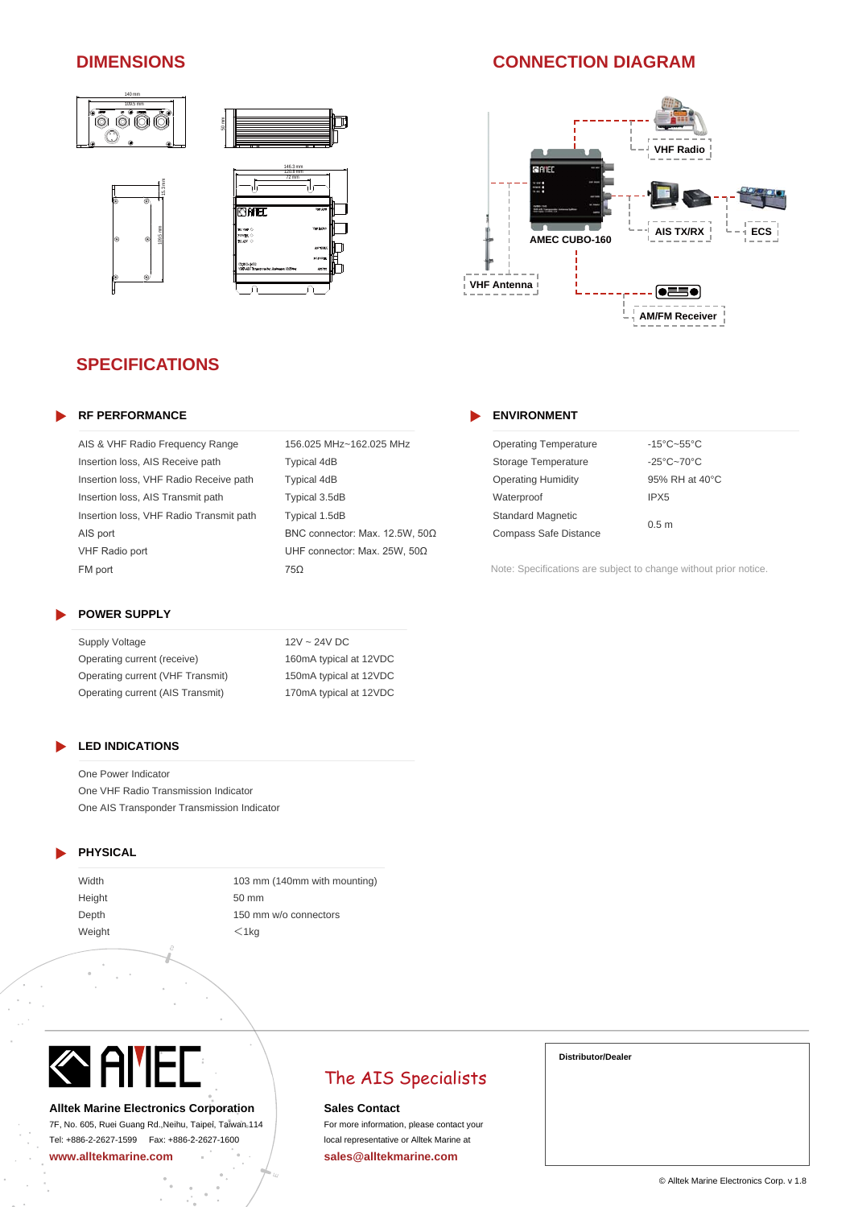## DIMENSIONS

140 mm
109.5 mm
50 mm
11.3 mm
109.5 mm
148.3 mm
120.8 mm
72 mm

## CONNECTION DIAGRAM

VHF Radio
AMEC CUBO-160
AIS TX/RX
ECS
VHF Antenna
AM/FM Receiver

## SPECIFICATIONS

### RF PERFORMANCE

| | |
|---|---|
| AIS & VHF Radio Frequency Range | 156.025 MHz~162.025 MHz |
| Insertion loss, AIS Receive path | Typical 4dB |
| Insertion loss, VHF Radio Receive path | Typical 4dB |
| Insertion loss, AIS Transmit path | Typical 3.5dB |
| Insertion loss, VHF Radio Transmit path | Typical 1.5dB |
| AIS port | BNC connector: Max. 12.5W, 50Ω |
| VHF Radio port | UHF connector: Max. 25W, 50Ω |
| FM port | 75Ω |

### POWER SUPPLY

| | |
|---|---|
| Supply Voltage | 12V ~ 24V DC |
| Operating current (receive) | 160mA typical at 12VDC |
| Operating current (VHF Transmit) | 150mA typical at 12VDC |
| Operating current (AIS Transmit) | 170mA typical at 12VDC |

### LED INDICATIONS

One Power Indicator
One VHF Radio Transmission Indicator
One AIS Transponder Transmission Indicator

### PHYSICAL

| | |
|---|---|
| Width | 103 mm (140mm with mounting) |
| Height | 50 mm |
| Depth | 150 mm w/o connectors |
| Weight | <1kg |

### ENVIRONMENT

| | |
|---|---|
| Operating Temperature | -15°C~55°C |
| Storage Temperature | -25°C~70°C |
| Operating Humidity | 95% RH at 40°C |
| Waterproof | IPX5 |
| Standard Magnetic Compass Safe Distance | 0.5 m |

Note: Specifications are subject to change without prior notice.

**Alltek Marine Electronics Corporation**
7F, No. 605, Ruei Guang Rd.,Neihu, Taipei, Taiwan 114
Tel: +886-2-2627-1599 Fax: +886-2-2627-1600
**www.alltekmarine.com**

The AIS Specialists

**Sales Contact**
For more information, please contact your local representative or Alltek Marine at
**sales@alltekmarine.com**

**Distributor/Dealer**

© Alltek Marine Electronics Corp. v 1.8